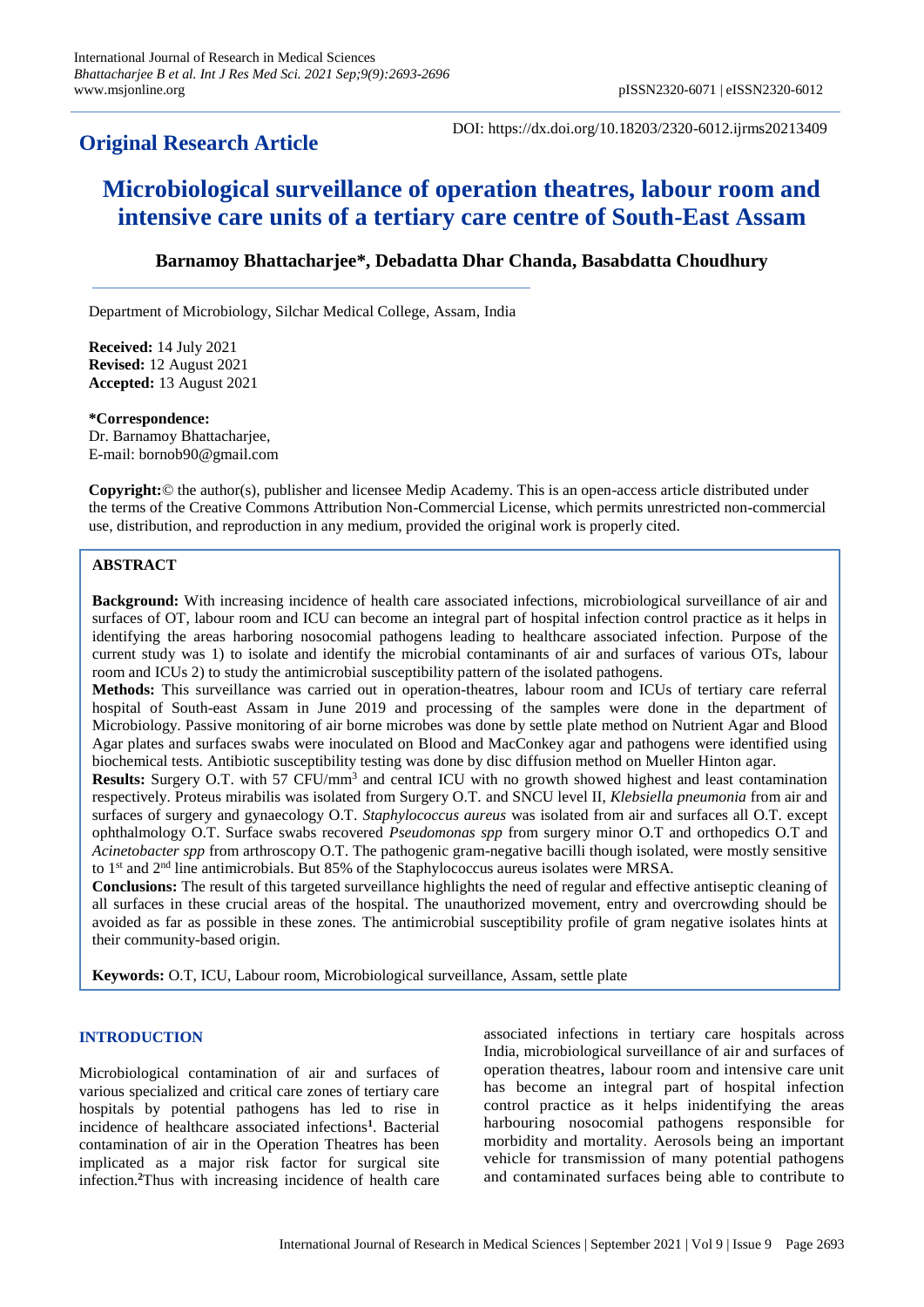# Original Research Article

DOI: https://dx.doi.org/10.18203/2320-6012.ijrms20213409

# Microbiological surveillance of operation theatres, labour room and intensive care units of a tertiary care centre of South-East Assam

**Barnamoy Bhattacharjee\*, Debadatta Dhar Chanda, Basabdatta Choudhury**

Department of Microbiology, Silchar Medical College, Assam, India

**Received:** 14 July 2021
**Revised:** 12 August 2021
**Accepted:** 13 August 2021

**\*Correspondence:**
Dr. Barnamoy Bhattacharjee,
E-mail: bornob90@gmail.com

**Copyright:**© the author(s), publisher and licensee Medip Academy. This is an open-access article distributed under the terms of the Creative Commons Attribution Non-Commercial License, which permits unrestricted non-commercial use, distribution, and reproduction in any medium, provided the original work is properly cited.

## ABSTRACT

**Background:** With increasing incidence of health care associated infections, microbiological surveillance of air and surfaces of OT, labour room and ICU can become an integral part of hospital infection control practice as it helps in identifying the areas harboring nosocomial pathogens leading to healthcare associated infection. Purpose of the current study was 1) to isolate and identify the microbial contaminants of air and surfaces of various OTs, labour room and ICUs 2) to study the antimicrobial susceptibility pattern of the isolated pathogens.

**Methods:** This surveillance was carried out in operation-theatres, labour room and ICUs of tertiary care referral hospital of South-east Assam in June 2019 and processing of the samples were done in the department of Microbiology. Passive monitoring of air borne microbes was done by settle plate method on Nutrient Agar and Blood Agar plates and surfaces swabs were inoculated on Blood and MacConkey agar and pathogens were identified using biochemical tests. Antibiotic susceptibility testing was done by disc diffusion method on Mueller Hinton agar.

**Results:** Surgery O.T. with 57 CFU/mm$^3$ and central ICU with no growth showed highest and least contamination respectively. Proteus mirabilis was isolated from Surgery O.T. and SNCU level II, *Klebsiella pneumonia* from air and surfaces of surgery and gynaecology O.T. *Staphylococcus aureus* was isolated from air and surfaces all O.T. except ophthalmology O.T. Surface swabs recovered *Pseudomonas spp* from surgery minor O.T and orthopedics O.T and *Acinetobacter spp* from arthroscopy O.T. The pathogenic gram-negative bacilli though isolated, were mostly sensitive to 1$^{st}$ and 2$^{nd}$ line antimicrobials. But 85% of the Staphylococcus aureus isolates were MRSA.

**Conclusions:** The result of this targeted surveillance highlights the need of regular and effective antiseptic cleaning of all surfaces in these crucial areas of the hospital. The unauthorized movement, entry and overcrowding should be avoided as far as possible in these zones. The antimicrobial susceptibility profile of gram negative isolates hints at their community-based origin.

**Keywords:** O.T, ICU, Labour room, Microbiological surveillance, Assam, settle plate

## INTRODUCTION

Microbiological contamination of air and surfaces of various specialized and critical care zones of tertiary care hospitals by potential pathogens has led to rise in incidence of healthcare associated infections[1]. Bacterial contamination of air in the Operation Theatres has been implicated as a major risk factor for surgical site infection.[2] Thus with increasing incidence of health care associated infections in tertiary care hospitals across India, microbiological surveillance of air and surfaces of operation theatres, labour room and intensive care unit has become an integral part of hospital infection control practice as it helps inidentifying the areas harbouring nosocomial pathogens responsible for morbidity and mortality. Aerosols being an important vehicle for transmission of many potential pathogens and contaminated surfaces being able to contribute to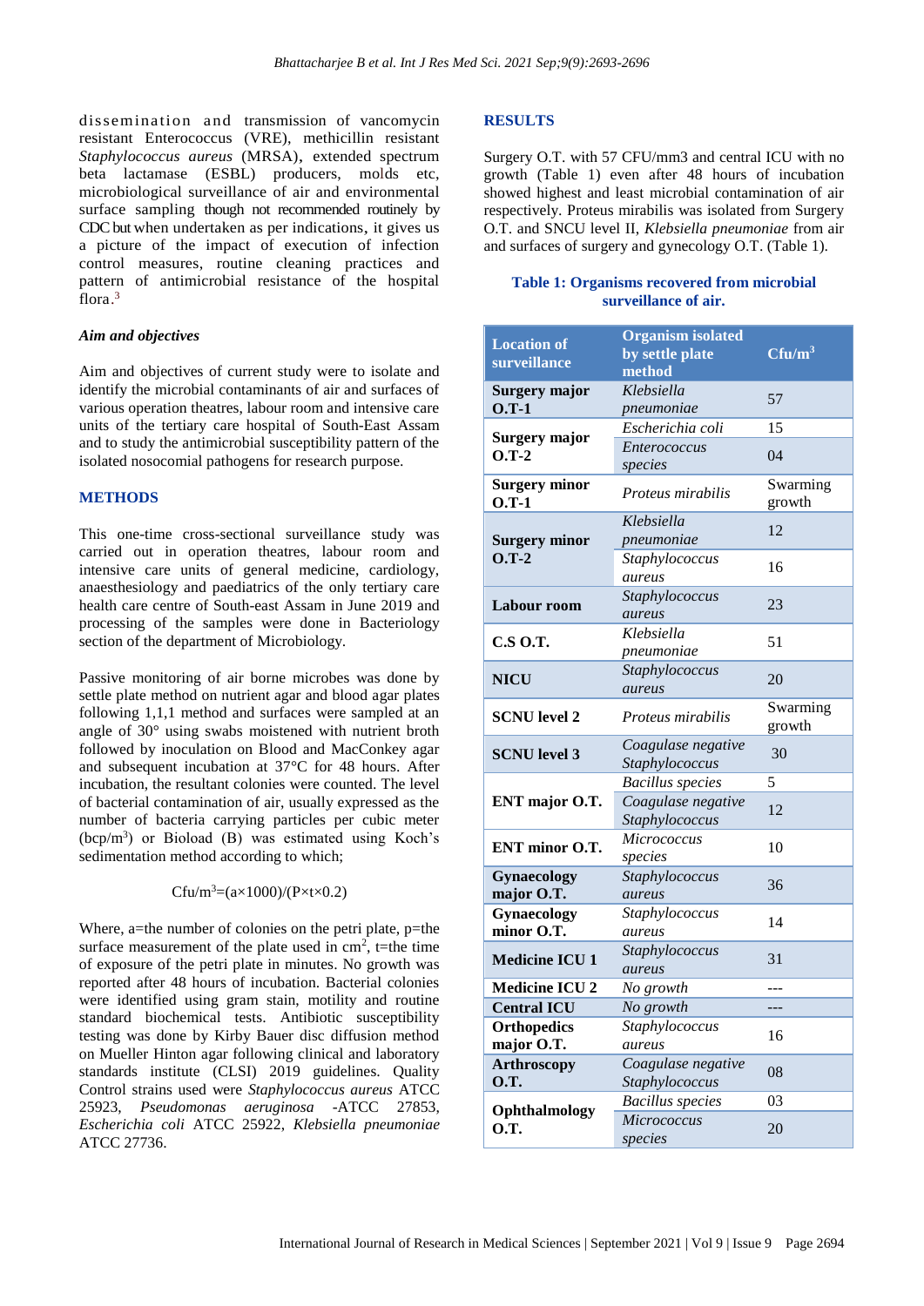dissemination and transmission of vancomycin resistant Enterococcus (VRE), methicillin resistant *Staphylococcus aureus* (MRSA), extended spectrum beta lactamase (ESBL) producers, molds etc, microbiological surveillance of air and environmental surface sampling though not recommended routinely by CDC but when undertaken as per indications, it gives us a picture of the impact of execution of infection control measures, routine cleaning practices and pattern of antimicrobial resistance of the hospital flora.[3]

### *Aim and objectives*

Aim and objectives of current study were to isolate and identify the microbial contaminants of air and surfaces of various operation theatres, labour room and intensive care units of the tertiary care hospital of South-East Assam and to study the antimicrobial susceptibility pattern of the isolated nosocomial pathogens for research purpose.

## METHODS

This one-time cross-sectional surveillance study was carried out in operation theatres, labour room and intensive care units of general medicine, cardiology, anaesthesiology and paediatrics of the only tertiary care health care centre of South-east Assam in June 2019 and processing of the samples were done in Bacteriology section of the department of Microbiology.

Passive monitoring of air borne microbes was done by settle plate method on nutrient agar and blood agar plates following 1,1,1 method and surfaces were sampled at an angle of 30° using swabs moistened with nutrient broth followed by inoculation on Blood and MacConkey agar and subsequent incubation at 37°C for 48 hours. After incubation, the resultant colonies were counted. The level of bacterial contamination of air, usually expressed as the number of bacteria carrying particles per cubic meter ($bcp/m^3$) or Bioload (B) was estimated using Koch's sedimentation method according to which;

$$Cfu/m^3=(a\times1000)/(P\times t\times0.2)$$

Where, a=the number of colonies on the petri plate, p=the surface measurement of the plate used in $cm^2$, t=the time of exposure of the petri plate in minutes. No growth was reported after 48 hours of incubation. Bacterial colonies were identified using gram stain, motility and routine standard biochemical tests. Antibiotic susceptibility testing was done by Kirby Bauer disc diffusion method on Mueller Hinton agar following clinical and laboratory standards institute (CLSI) 2019 guidelines. Quality Control strains used were *Staphylococcus aureus* ATCC 25923, *Pseudomonas aeruginosa* -ATCC 27853, *Escherichia coli* ATCC 25922, *Klebsiella pneumoniae* ATCC 27736.

## RESULTS

Surgery O.T. with 57 CFU/mm3 and central ICU with no growth (Table 1) even after 48 hours of incubation showed highest and least microbial contamination of air respectively. Proteus mirabilis was isolated from Surgery O.T. and SNCU level II, *Klebsiella pneumoniae* from air and surfaces of surgery and gynecology O.T. (Table 1).

**Table 1: Organisms recovered from microbial surveillance of air.**

| Location of surveillance | Organism isolated by settle plate method | Cfu/m³ |
|---|---|---|
| **Surgery major O.T-1** | *Klebsiella pneumoniae* | 57 |
| **Surgery major O.T-2** | *Escherichia coli* | 15 |
| | *Enterococcus species* | 04 |
| **Surgery minor O.T-1** | *Proteus mirabilis* | Swarming growth |
| **Surgery minor O.T-2** | *Klebsiella pneumoniae* | 12 |
| | *Staphylococcus aureus* | 16 |
| **Labour room** | *Staphylococcus aureus* | 23 |
| **C.S O.T.** | *Klebsiella pneumoniae* | 51 |
| **NICU** | *Staphylococcus aureus* | 20 |
| **SCNU level 2** | *Proteus mirabilis* | Swarming growth |
| **SCNU level 3** | *Coagulase negative Staphylococcus* | 30 |
| **ENT major O.T.** | *Bacillus species* | 5 |
| | *Coagulase negative Staphylococcus* | 12 |
| **ENT minor O.T.** | *Micrococcus species* | 10 |
| **Gynaecology major O.T.** | *Staphylococcus aureus* | 36 |
| **Gynaecology minor O.T.** | *Staphylococcus aureus* | 14 |
| **Medicine ICU 1** | *Staphylococcus aureus* | 31 |
| **Medicine ICU 2** | *No growth* | --- |
| **Central ICU** | *No growth* | --- |
| **Orthopedics major O.T.** | *Staphylococcus aureus* | 16 |
| **Arthroscopy O.T.** | *Coagulase negative Staphylococcus* | 08 |
| **Ophthalmology O.T.** | *Bacillus species* | 03 |
| | *Micrococcus species* | 20 |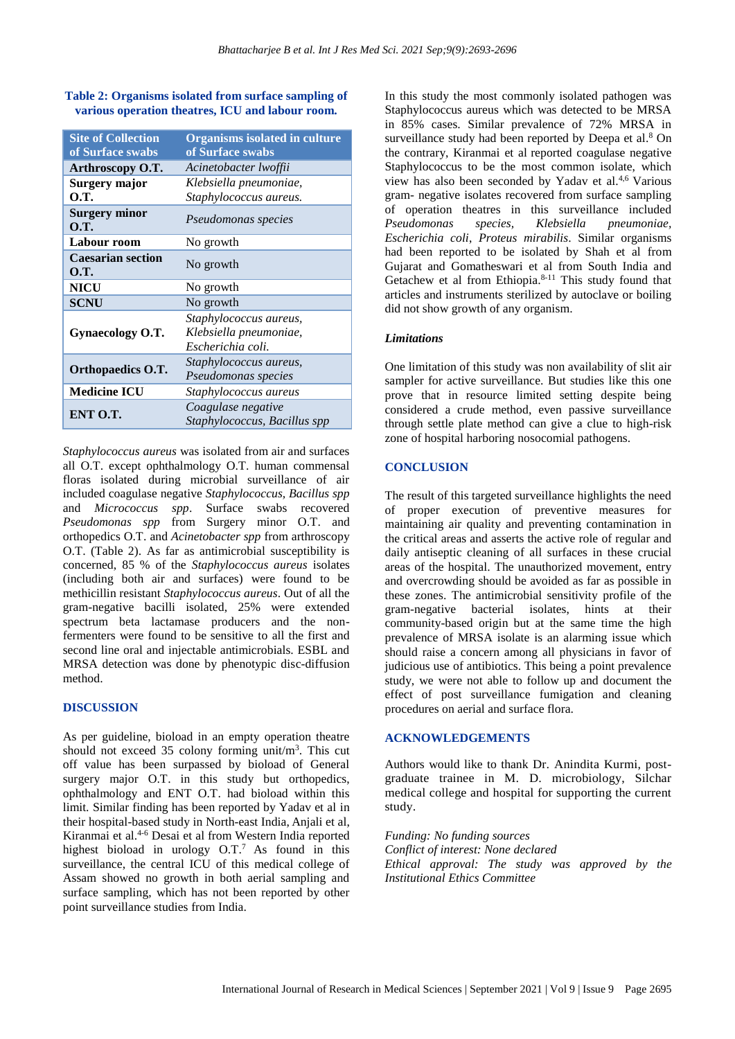**Table 2: Organisms isolated from surface sampling of various operation theatres, ICU and labour room.**

| Site of Collection of Surface swabs | Organisms isolated in culture of Surface swabs |
|---|---|
| **Arthroscopy O.T.** | *Acinetobacter lwoffii* |
| **Surgery major O.T.** | *Klebsiella pneumoniae, Staphylococcus aureus.* |
| **Surgery minor O.T.** | *Pseudomonas species* |
| **Labour room** | No growth |
| **Caesarian section O.T.** | No growth |
| **NICU** | No growth |
| **SCNU** | No growth |
| **Gynaecology O.T.** | *Staphylococcus aureus, Klebsiella pneumoniae, Escherichia coli.* |
| **Orthopaedics O.T.** | *Staphylococcus aureus, Pseudomonas species* |
| **Medicine ICU** | *Staphylococcus aureus* |
| **ENT O.T.** | *Coagulase negative Staphylococcus, Bacillus spp* |

*Staphylococcus aureus* was isolated from air and surfaces all O.T. except ophthalmology O.T. human commensal floras isolated during microbial surveillance of air included coagulase negative *Staphylococcus, Bacillus spp* and *Micrococcus spp*. Surface swabs recovered *Pseudomonas spp* from Surgery minor O.T. and orthopedics O.T. and *Acinetobacter spp* from arthroscopy O.T. (Table 2). As far as antimicrobial susceptibility is concerned, 85 % of the *Staphylococcus aureus* isolates (including both air and surfaces) were found to be methicillin resistant *Staphylococcus aureus*. Out of all the gram-negative bacilli isolated, 25% were extended spectrum beta lactamase producers and the non-fermenters were found to be sensitive to all the first and second line oral and injectable antimicrobials. ESBL and MRSA detection was done by phenotypic disc-diffusion method.

## DISCUSSION

As per guideline, bioload in an empty operation theatre should not exceed 35 colony forming unit/m$^3$. This cut off value has been surpassed by bioload of General surgery major O.T. in this study but orthopedics, ophthalmology and ENT O.T. had bioload within this limit. Similar finding has been reported by Yadav et al in their hospital-based study in North-east India, Anjali et al, Kiranmai et al.[4-6] Desai et al from Western India reported highest bioload in urology O.T.[7] As found in this surveillance, the central ICU of this medical college of Assam showed no growth in both aerial sampling and surface sampling, which has not been reported by other point surveillance studies from India.

In this study the most commonly isolated pathogen was Staphylococcus aureus which was detected to be MRSA in 85% cases. Similar prevalence of 72% MRSA in surveillance study had been reported by Deepa et al.[8] On the contrary, Kiranmai et al reported coagulase negative Staphylococcus to be the most common isolate, which view has also been seconded by Yadav et al.[4,6] Various gram- negative isolates recovered from surface sampling of operation theatres in this surveillance included *Pseudomonas species, Klebsiella pneumoniae, Escherichia coli, Proteus mirabilis*. Similar organisms had been reported to be isolated by Shah et al from Gujarat and Gomatheswari et al from South India and Getachew et al from Ethiopia.[8-11] This study found that articles and instruments sterilized by autoclave or boiling did not show growth of any organism.

### Limitations

One limitation of this study was non availability of slit air sampler for active surveillance. But studies like this one prove that in resource limited setting despite being considered a crude method, even passive surveillance through settle plate method can give a clue to high-risk zone of hospital harboring nosocomial pathogens.

## CONCLUSION

The result of this targeted surveillance highlights the need of proper execution of preventive measures for maintaining air quality and preventing contamination in the critical areas and asserts the active role of regular and daily antiseptic cleaning of all surfaces in these crucial areas of the hospital. The unauthorized movement, entry and overcrowding should be avoided as far as possible in these zones. The antimicrobial sensitivity profile of the gram-negative bacterial isolates, hints at their community-based origin but at the same time the high prevalence of MRSA isolate is an alarming issue which should raise a concern among all physicians in favor of judicious use of antibiotics. This being a point prevalence study, we were not able to follow up and document the effect of post surveillance fumigation and cleaning procedures on aerial and surface flora.

## ACKNOWLEDGEMENTS

Authors would like to thank Dr. Anindita Kurmi, post-graduate trainee in M. D. microbiology, Silchar medical college and hospital for supporting the current study.

*Funding: No funding sources*
*Conflict of interest: None declared*
*Ethical approval: The study was approved by the Institutional Ethics Committee*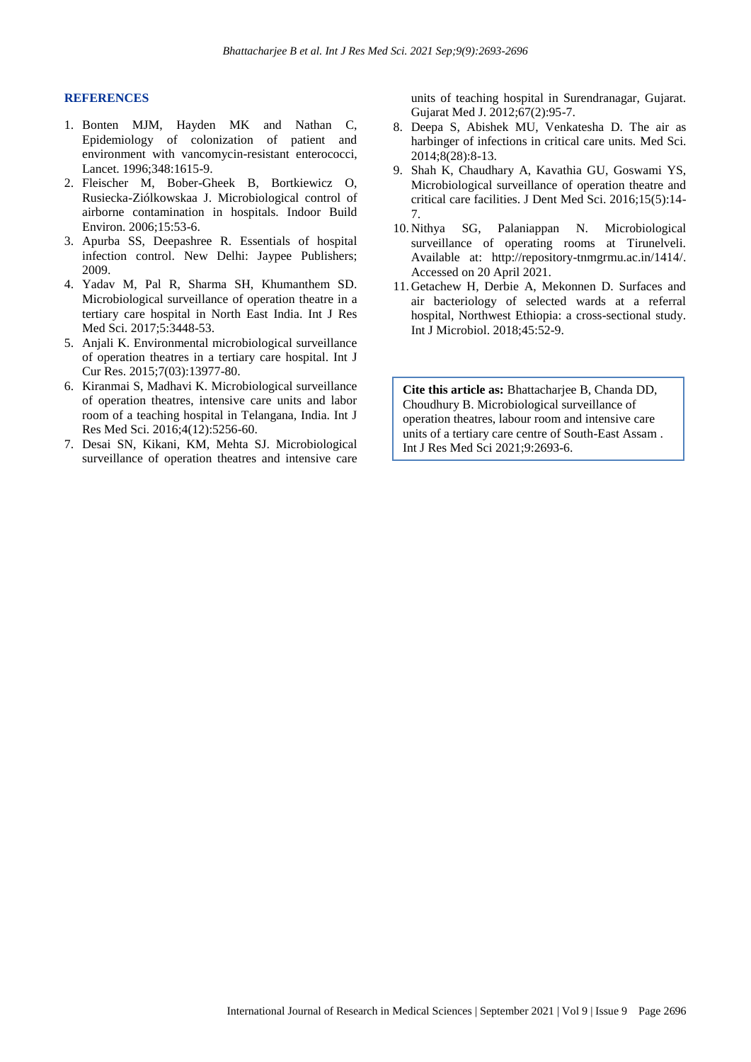## REFERENCES

1. Bonten MJM, Hayden MK and Nathan C, Epidemiology of colonization of patient and environment with vancomycin-resistant enterococci, Lancet. 1996;348:1615-9.
2. Fleischer M, Bober-Gheek B, Bortkiewicz O, Rusiecka-Ziólkowskaa J. Microbiological control of airborne contamination in hospitals. Indoor Build Environ. 2006;15:53-6.
3. Apurba SS, Deepashree R. Essentials of hospital infection control. New Delhi: Jaypee Publishers; 2009.
4. Yadav M, Pal R, Sharma SH, Khumanthem SD. Microbiological surveillance of operation theatre in a tertiary care hospital in North East India. Int J Res Med Sci. 2017;5:3448-53.
5. Anjali K. Environmental microbiological surveillance of operation theatres in a tertiary care hospital. Int J Cur Res. 2015;7(03):13977-80.
6. Kiranmai S, Madhavi K. Microbiological surveillance of operation theatres, intensive care units and labor room of a teaching hospital in Telangana, India. Int J Res Med Sci. 2016;4(12):5256-60.
7. Desai SN, Kikani, KM, Mehta SJ. Microbiological surveillance of operation theatres and intensive care units of teaching hospital in Surendranagar, Gujarat. Gujarat Med J. 2012;67(2):95-7.
8. Deepa S, Abishek MU, Venkatesha D. The air as harbinger of infections in critical care units. Med Sci. 2014;8(28):8-13.
9. Shah K, Chaudhary A, Kavathia GU, Goswami YS, Microbiological surveillance of operation theatre and critical care facilities. J Dent Med Sci. 2016;15(5):14-7.
10. Nithya SG, Palaniappan N. Microbiological surveillance of operating rooms at Tirunelveli. Available at: http://repository-tnmgrmu.ac.in/1414/. Accessed on 20 April 2021.
11. Getachew H, Derbie A, Mekonnen D. Surfaces and air bacteriology of selected wards at a referral hospital, Northwest Ethiopia: a cross-sectional study. Int J Microbiol. 2018;45:52-9.

**Cite this article as:** Bhattacharjee B, Chanda DD, Choudhury B. Microbiological surveillance of operation theatres, labour room and intensive care units of a tertiary care centre of South-East Assam . Int J Res Med Sci 2021;9:2693-6.